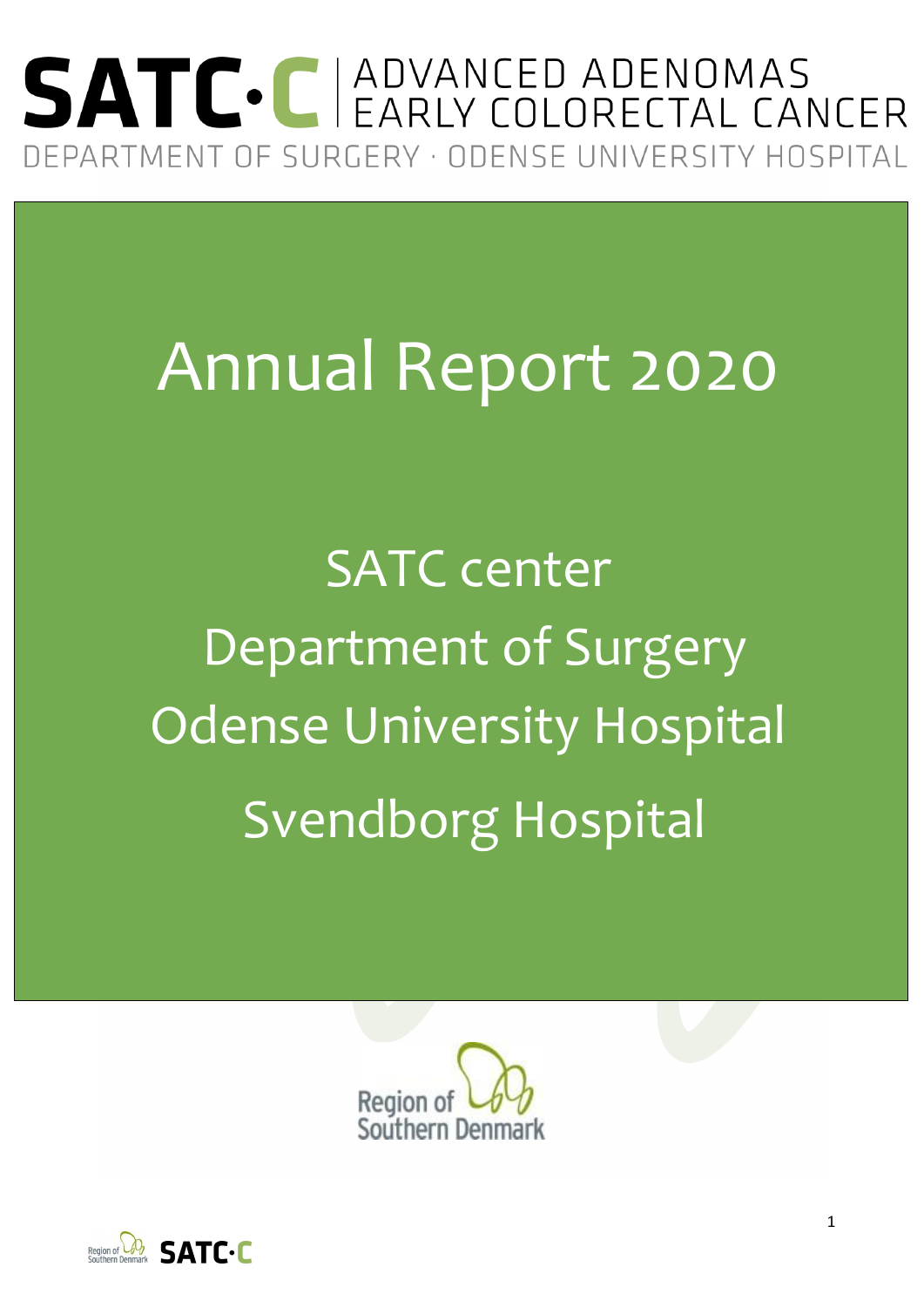# SATC·C | ADVANCED ADENOMAS EARLY COLORECTAL CANCER

DEPARTMENT OF SURGERY · ODENSE UNIVERSITY HOSPITAL

# Annual Report 2020

## SATC center
## Department of Surgery
## Odense University Hospital
## Svendborg Hospital

Region of Southern Denmark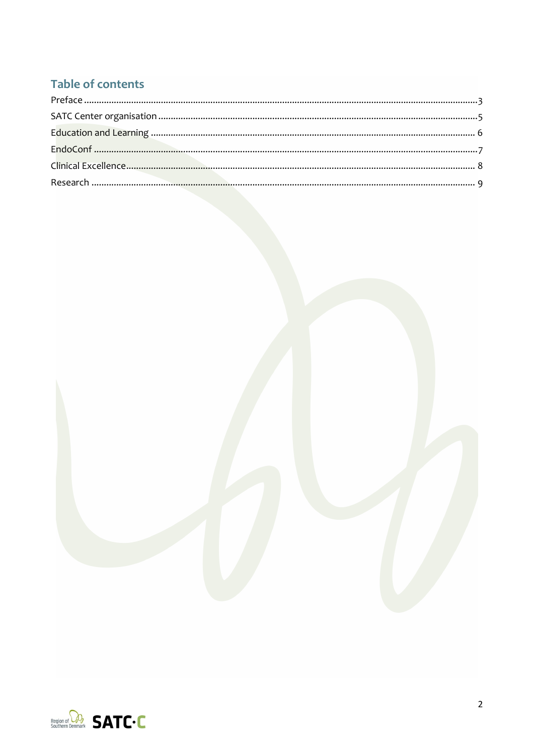## Table of contents

Preface ....................................................... 3
SATC Center organisation ....................................... 5
Education and Learning ......................................... 6
EndoConf ....................................................... 7
Clinical Excellence ............................................ 8
Research ....................................................... 9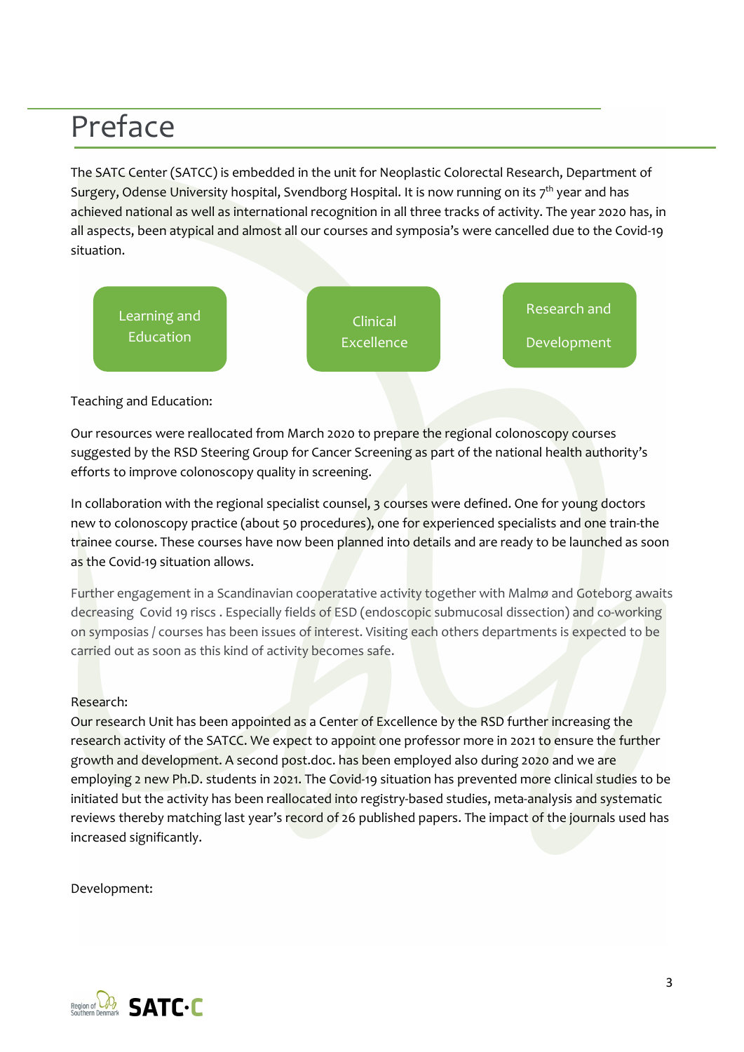# Preface

The SATC Center (SATCC) is embedded in the unit for Neoplastic Colorectal Research, Department of Surgery, Odense University hospital, Svendborg Hospital. It is now running on its 7th year and has achieved national as well as international recognition in all three tracks of activity. The year 2020 has, in all aspects, been atypical and almost all our courses and symposia's were cancelled due to the Covid-19 situation.

| Learning and Education | Clinical Excellence | Research and Development |
|---|---|---|

Teaching and Education:

Our resources were reallocated from March 2020 to prepare the regional colonoscopy courses suggested by the RSD Steering Group for Cancer Screening as part of the national health authority's efforts to improve colonoscopy quality in screening.

In collaboration with the regional specialist counsel, 3 courses were defined. One for young doctors new to colonoscopy practice (about 50 procedures), one for experienced specialists and one train-the trainee course. These courses have now been planned into details and are ready to be launched as soon as the Covid-19 situation allows.

Further engagement in a Scandinavian cooperatative activity together with Malmø and Goteborg awaits decreasing Covid 19 riscs . Especially fields of ESD (endoscopic submucosal dissection) and co-working on symposias / courses has been issues of interest. Visiting each others departments is expected to be carried out as soon as this kind of activity becomes safe.

Research:
Our research Unit has been appointed as a Center of Excellence by the RSD further increasing the research activity of the SATCC. We expect to appoint one professor more in 2021 to ensure the further growth and development. A second post.doc. has been employed also during 2020 and we are employing 2 new Ph.D. students in 2021. The Covid-19 situation has prevented more clinical studies to be initiated but the activity has been reallocated into registry-based studies, meta-analysis and systematic reviews thereby matching last year's record of 26 published papers. The impact of the journals used has increased significantly.

Development: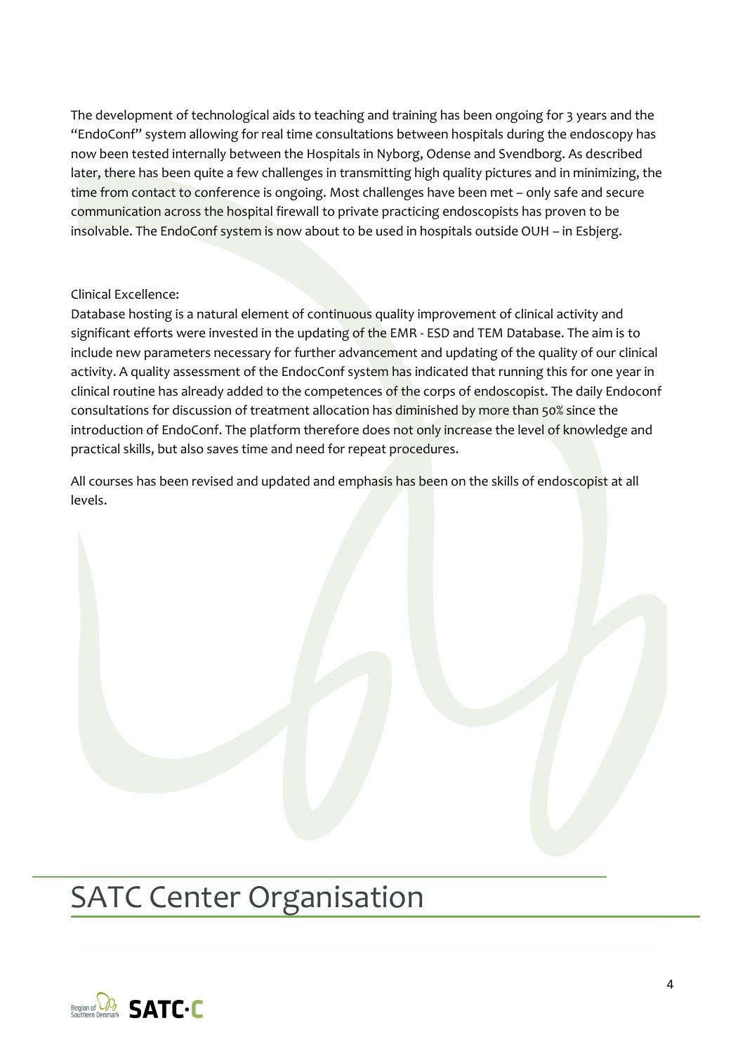The development of technological aids to teaching and training has been ongoing for 3 years and the "EndoConf" system allowing for real time consultations between hospitals during the endoscopy has now been tested internally between the Hospitals in Nyborg, Odense and Svendborg. As described later, there has been quite a few challenges in transmitting high quality pictures and in minimizing, the time from contact to conference is ongoing. Most challenges have been met – only safe and secure communication across the hospital firewall to private practicing endoscopists has proven to be insolvable. The EndoConf system is now about to be used in hospitals outside OUH – in Esbjerg.

Clinical Excellence:

Database hosting is a natural element of continuous quality improvement of clinical activity and significant efforts were invested in the updating of the EMR - ESD and TEM Database. The aim is to include new parameters necessary for further advancement and updating of the quality of our clinical activity. A quality assessment of the EndocConf system has indicated that running this for one year in clinical routine has already added to the competences of the corps of endoscopist. The daily Endoconf consultations for discussion of treatment allocation has diminished by more than 50% since the introduction of EndoConf. The platform therefore does not only increase the level of knowledge and practical skills, but also saves time and need for repeat procedures.

All courses has been revised and updated and emphasis has been on the skills of endoscopist at all levels.

# SATC Center Organisation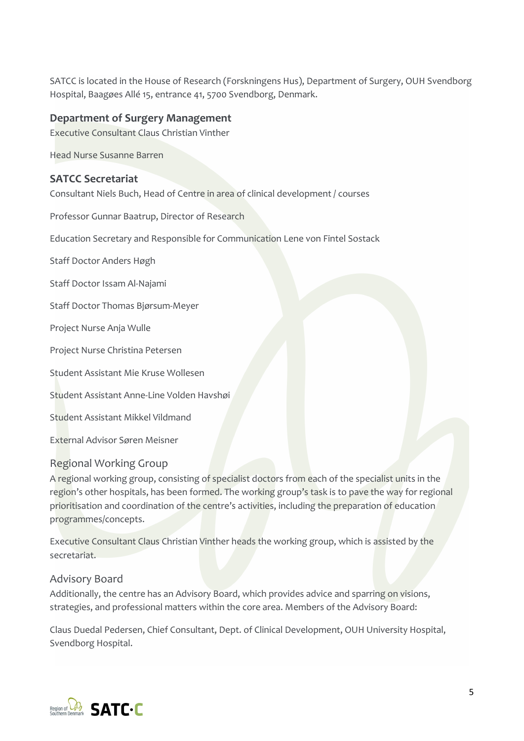SATCC is located in the House of Research (Forskningens Hus), Department of Surgery, OUH Svendborg Hospital, Baagøes Allé 15, entrance 41, 5700 Svendborg, Denmark.

### Department of Surgery Management

Executive Consultant Claus Christian Vinther

Head Nurse Susanne Barren

### SATCC Secretariat

Consultant Niels Buch, Head of Centre in area of clinical development / courses

Professor Gunnar Baatrup, Director of Research

Education Secretary and Responsible for Communication Lene von Fintel Sostack

Staff Doctor Anders Høgh

Staff Doctor Issam Al-Najami

Staff Doctor Thomas Bjørsum-Meyer

Project Nurse Anja Wulle

Project Nurse Christina Petersen

Student Assistant Mie Kruse Wollesen

Student Assistant Anne-Line Volden Havshøi

Student Assistant Mikkel Vildmand

External Advisor Søren Meisner

### Regional Working Group

A regional working group, consisting of specialist doctors from each of the specialist units in the region's other hospitals, has been formed. The working group's task is to pave the way for regional prioritisation and coordination of the centre's activities, including the preparation of education programmes/concepts.

Executive Consultant Claus Christian Vinther heads the working group, which is assisted by the secretariat.

### Advisory Board

Additionally, the centre has an Advisory Board, which provides advice and sparring on visions, strategies, and professional matters within the core area. Members of the Advisory Board:

Claus Duedal Pedersen, Chief Consultant, Dept. of Clinical Development, OUH University Hospital, Svendborg Hospital.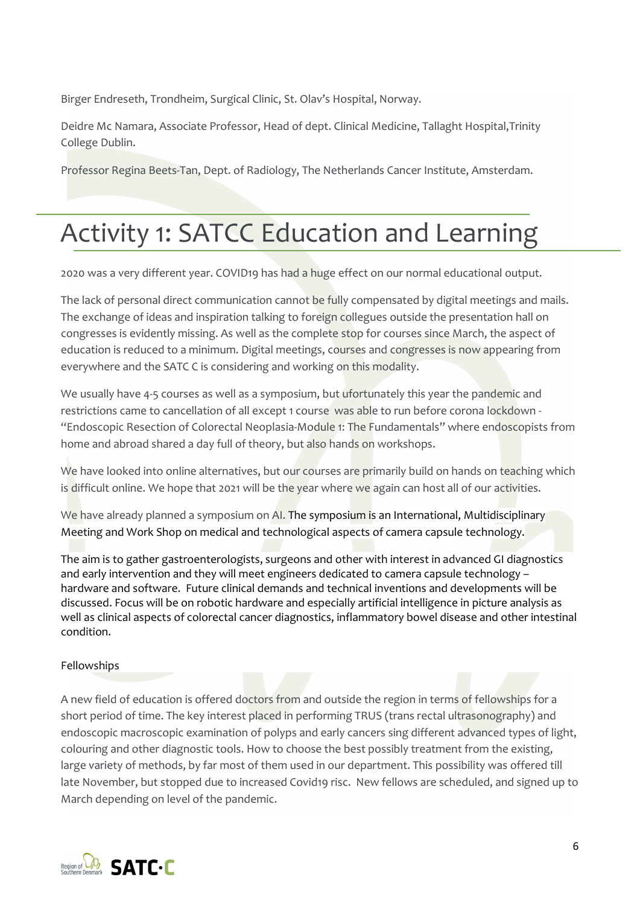Birger Endreseth, Trondheim, Surgical Clinic, St. Olav's Hospital, Norway.

Deidre Mc Namara, Associate Professor, Head of dept. Clinical Medicine, Tallaght Hospital,Trinity College Dublin.

Professor Regina Beets-Tan, Dept. of Radiology, The Netherlands Cancer Institute, Amsterdam.

# Activity 1: SATCC Education and Learning

2020 was a very different year. COVID19 has had a huge effect on our normal educational output.

The lack of personal direct communication cannot be fully compensated by digital meetings and mails. The exchange of ideas and inspiration talking to foreign collegues outside the presentation hall on congresses is evidently missing. As well as the complete stop for courses since March, the aspect of education is reduced to a minimum. Digital meetings, courses and congresses is now appearing from everywhere and the SATC C is considering and working on this modality.

We usually have 4-5 courses as well as a symposium, but ufortunately this year the pandemic and restrictions came to cancellation of all except 1 course was able to run before corona lockdown - "Endoscopic Resection of Colorectal Neoplasia-Module 1: The Fundamentals" where endoscopists from home and abroad shared a day full of theory, but also hands on workshops.

We have looked into online alternatives, but our courses are primarily build on hands on teaching which is difficult online. We hope that 2021 will be the year where we again can host all of our activities.

We have already planned a symposium on AI. The symposium is an International, Multidisciplinary Meeting and Work Shop on medical and technological aspects of camera capsule technology.

The aim is to gather gastroenterologists, surgeons and other with interest in advanced GI diagnostics and early intervention and they will meet engineers dedicated to camera capsule technology – hardware and software. Future clinical demands and technical inventions and developments will be discussed. Focus will be on robotic hardware and especially artificial intelligence in picture analysis as well as clinical aspects of colorectal cancer diagnostics, inflammatory bowel disease and other intestinal condition.

## Fellowships

A new field of education is offered doctors from and outside the region in terms of fellowships for a short period of time. The key interest placed in performing TRUS (trans rectal ultrasonography) and endoscopic macroscopic examination of polyps and early cancers sing different advanced types of light, colouring and other diagnostic tools. How to choose the best possibly treatment from the existing, large variety of methods, by far most of them used in our department. This possibility was offered till late November, but stopped due to increased Covid19 risc. New fellows are scheduled, and signed up to March depending on level of the pandemic.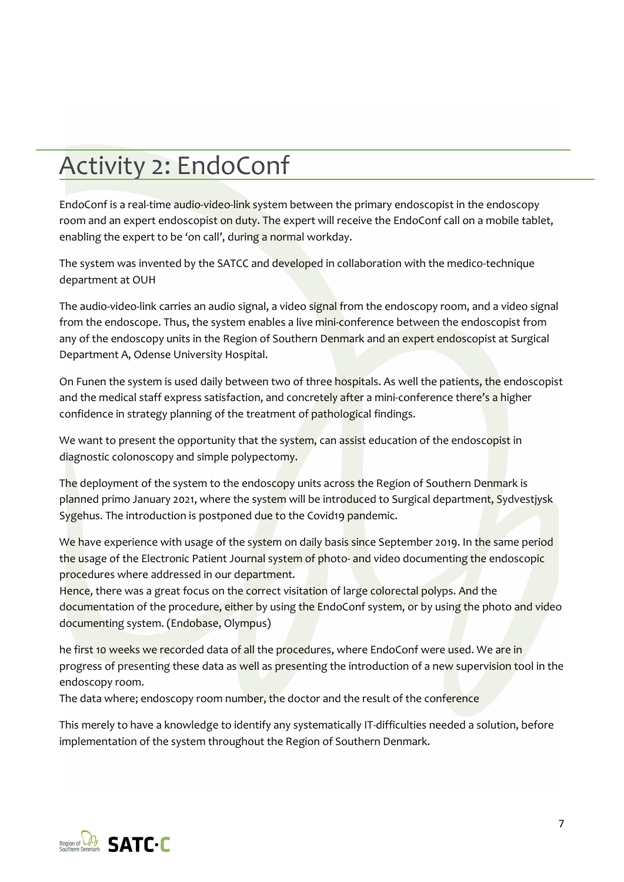# Activity 2: EndoConf

EndoConf is a real-time audio-video-link system between the primary endoscopist in the endoscopy room and an expert endoscopist on duty. The expert will receive the EndoConf call on a mobile tablet, enabling the expert to be 'on call', during a normal workday.

The system was invented by the SATCC and developed in collaboration with the medico-technique department at OUH

The audio-video-link carries an audio signal, a video signal from the endoscopy room, and a video signal from the endoscope. Thus, the system enables a live mini-conference between the endoscopist from any of the endoscopy units in the Region of Southern Denmark and an expert endoscopist at Surgical Department A, Odense University Hospital.

On Funen the system is used daily between two of three hospitals. As well the patients, the endoscopist and the medical staff express satisfaction, and concretely after a mini-conference there's a higher confidence in strategy planning of the treatment of pathological findings.

We want to present the opportunity that the system, can assist education of the endoscopist in diagnostic colonoscopy and simple polypectomy.

The deployment of the system to the endoscopy units across the Region of Southern Denmark is planned primo January 2021, where the system will be introduced to Surgical department, Sydvestjysk Sygehus. The introduction is postponed due to the Covid19 pandemic.

We have experience with usage of the system on daily basis since September 2019. In the same period the usage of the Electronic Patient Journal system of photo- and video documenting the endoscopic procedures where addressed in our department.
Hence, there was a great focus on the correct visitation of large colorectal polyps. And the documentation of the procedure, either by using the EndoConf system, or by using the photo and video documenting system. (Endobase, Olympus)

he first 10 weeks we recorded data of all the procedures, where EndoConf were used. We are in progress of presenting these data as well as presenting the introduction of a new supervision tool in the endoscopy room.
The data where; endoscopy room number, the doctor and the result of the conference

This merely to have a knowledge to identify any systematically IT-difficulties needed a solution, before implementation of the system throughout the Region of Southern Denmark.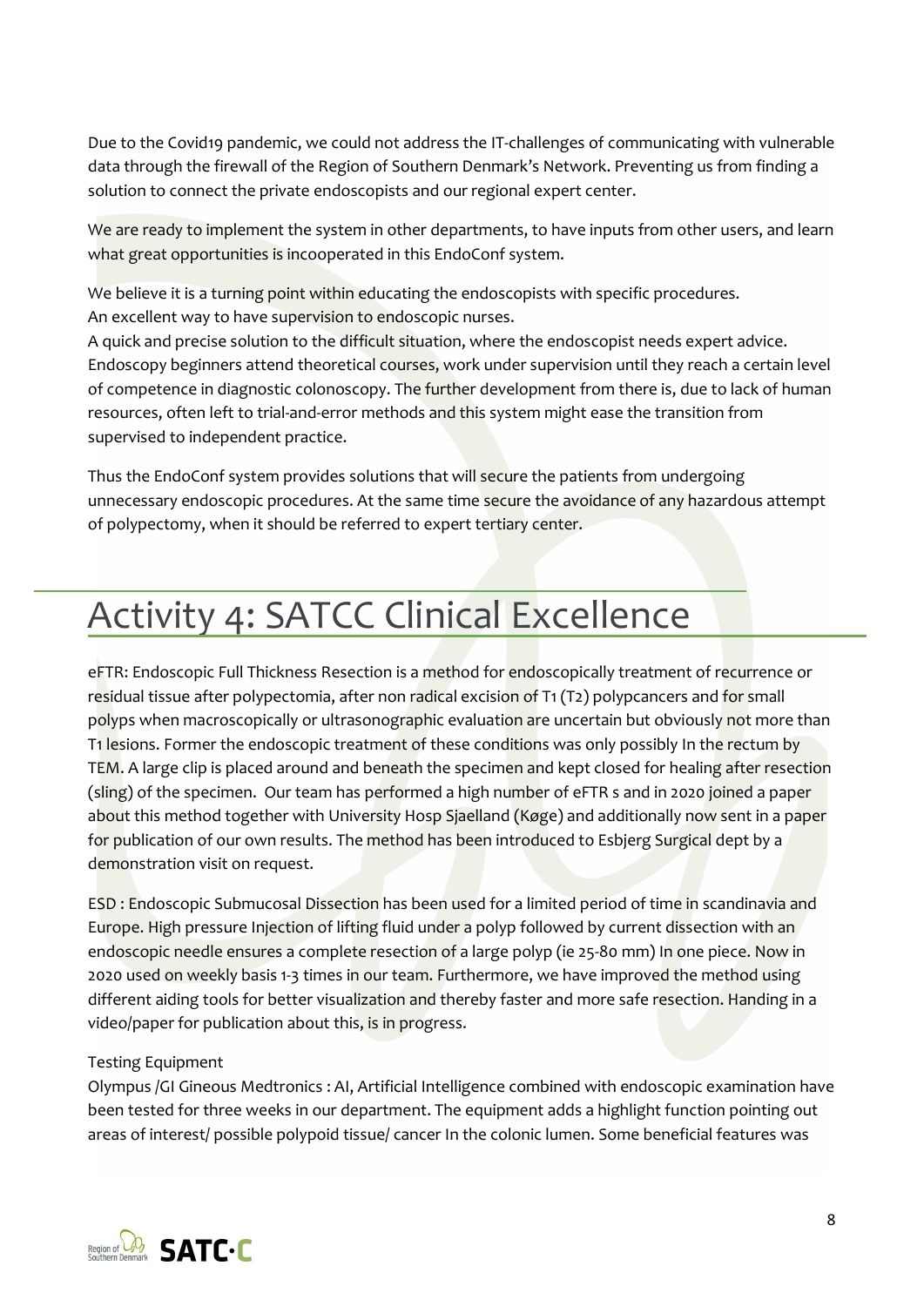Due to the Covid19 pandemic, we could not address the IT-challenges of communicating with vulnerable data through the firewall of the Region of Southern Denmark's Network. Preventing us from finding a solution to connect the private endoscopists and our regional expert center.

We are ready to implement the system in other departments, to have inputs from other users, and learn what great opportunities is incooperated in this EndoConf system.

We believe it is a turning point within educating the endoscopists with specific procedures.
An excellent way to have supervision to endoscopic nurses.
A quick and precise solution to the difficult situation, where the endoscopist needs expert advice.
Endoscopy beginners attend theoretical courses, work under supervision until they reach a certain level of competence in diagnostic colonoscopy. The further development from there is, due to lack of human resources, often left to trial-and-error methods and this system might ease the transition from supervised to independent practice.

Thus the EndoConf system provides solutions that will secure the patients from undergoing unnecessary endoscopic procedures. At the same time secure the avoidance of any hazardous attempt of polypectomy, when it should be referred to expert tertiary center.

# Activity 4: SATCC Clinical Excellence

eFTR: Endoscopic Full Thickness Resection is a method for endoscopically treatment of recurrence or residual tissue after polypectomia, after non radical excision of T1 (T2) polypcancers and for small polyps when macroscopically or ultrasonographic evaluation are uncertain but obviously not more than T1 lesions. Former the endoscopic treatment of these conditions was only possibly In the rectum by TEM. A large clip is placed around and beneath the specimen and kept closed for healing after resection (sling) of the specimen. Our team has performed a high number of eFTR s and in 2020 joined a paper about this method together with University Hosp Sjaelland (Køge) and additionally now sent in a paper for publication of our own results. The method has been introduced to Esbjerg Surgical dept by a demonstration visit on request.

ESD : Endoscopic Submucosal Dissection has been used for a limited period of time in scandinavia and Europe. High pressure Injection of lifting fluid under a polyp followed by current dissection with an endoscopic needle ensures a complete resection of a large polyp (ie 25-80 mm) In one piece. Now in 2020 used on weekly basis 1-3 times in our team. Furthermore, we have improved the method using different aiding tools for better visualization and thereby faster and more safe resection. Handing in a video/paper for publication about this, is in progress.

Testing Equipment

Olympus /GI Gineous Medtronics : AI, Artificial Intelligence combined with endoscopic examination have been tested for three weeks in our department. The equipment adds a highlight function pointing out areas of interest/ possible polypoid tissue/ cancer In the colonic lumen. Some beneficial features was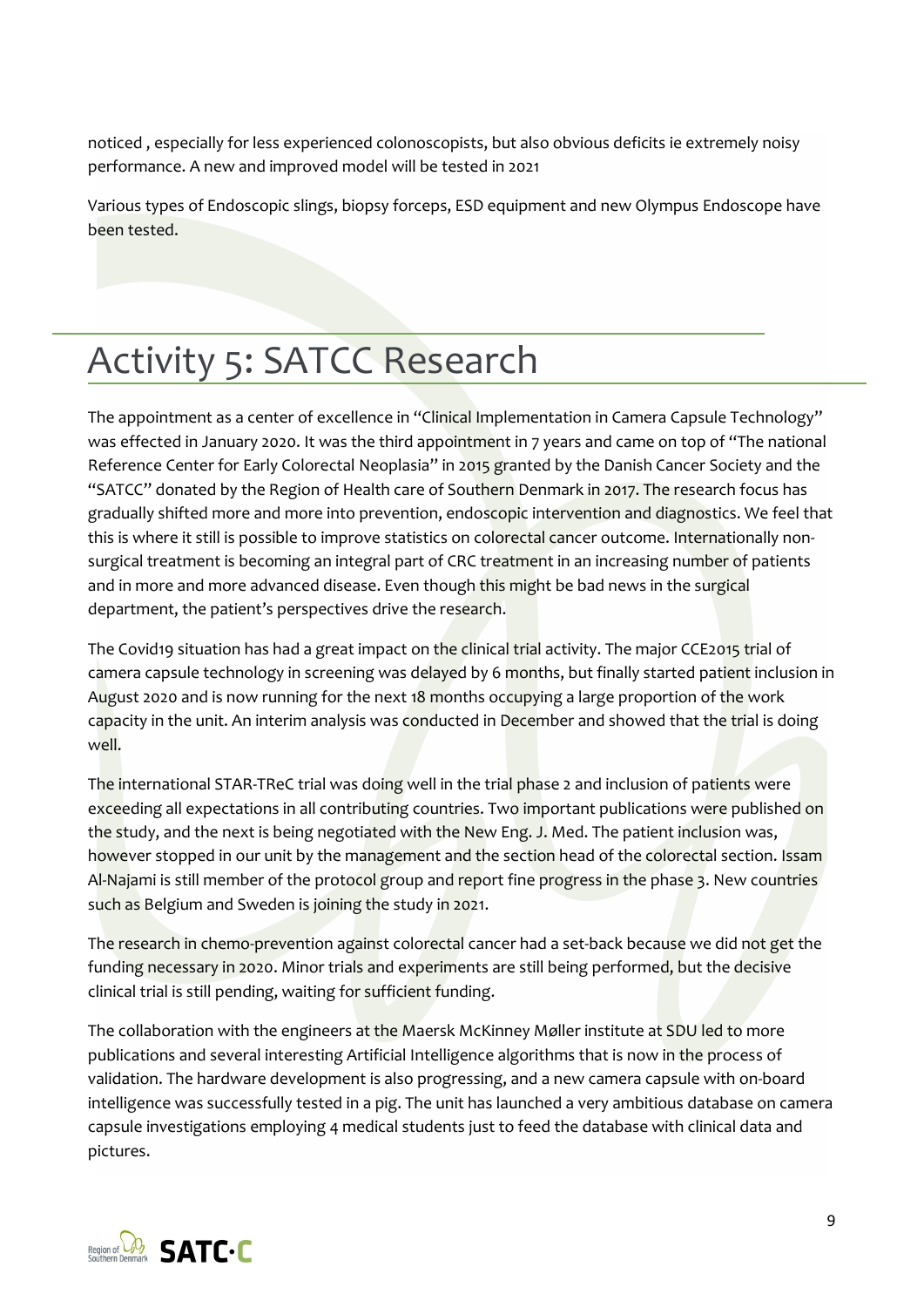noticed , especially for less experienced colonoscopists, but also obvious deficits ie extremely noisy performance. A new and improved model will be tested in 2021

Various types of Endoscopic slings, biopsy forceps, ESD equipment and new Olympus Endoscope have been tested.

# Activity 5: SATCC Research

The appointment as a center of excellence in "Clinical Implementation in Camera Capsule Technology" was effected in January 2020. It was the third appointment in 7 years and came on top of "The national Reference Center for Early Colorectal Neoplasia" in 2015 granted by the Danish Cancer Society and the "SATCC" donated by the Region of Health care of Southern Denmark in 2017. The research focus has gradually shifted more and more into prevention, endoscopic intervention and diagnostics. We feel that this is where it still is possible to improve statistics on colorectal cancer outcome. Internationally non-surgical treatment is becoming an integral part of CRC treatment in an increasing number of patients and in more and more advanced disease. Even though this might be bad news in the surgical department, the patient's perspectives drive the research.

The Covid19 situation has had a great impact on the clinical trial activity. The major CCE2015 trial of camera capsule technology in screening was delayed by 6 months, but finally started patient inclusion in August 2020 and is now running for the next 18 months occupying a large proportion of the work capacity in the unit. An interim analysis was conducted in December and showed that the trial is doing well.

The international STAR-TReC trial was doing well in the trial phase 2 and inclusion of patients were exceeding all expectations in all contributing countries. Two important publications were published on the study, and the next is being negotiated with the New Eng. J. Med. The patient inclusion was, however stopped in our unit by the management and the section head of the colorectal section. Issam Al-Najami is still member of the protocol group and report fine progress in the phase 3. New countries such as Belgium and Sweden is joining the study in 2021.

The research in chemo-prevention against colorectal cancer had a set-back because we did not get the funding necessary in 2020. Minor trials and experiments are still being performed, but the decisive clinical trial is still pending, waiting for sufficient funding.

The collaboration with the engineers at the Maersk McKinney Møller institute at SDU led to more publications and several interesting Artificial Intelligence algorithms that is now in the process of validation. The hardware development is also progressing, and a new camera capsule with on-board intelligence was successfully tested in a pig. The unit has launched a very ambitious database on camera capsule investigations employing 4 medical students just to feed the database with clinical data and pictures.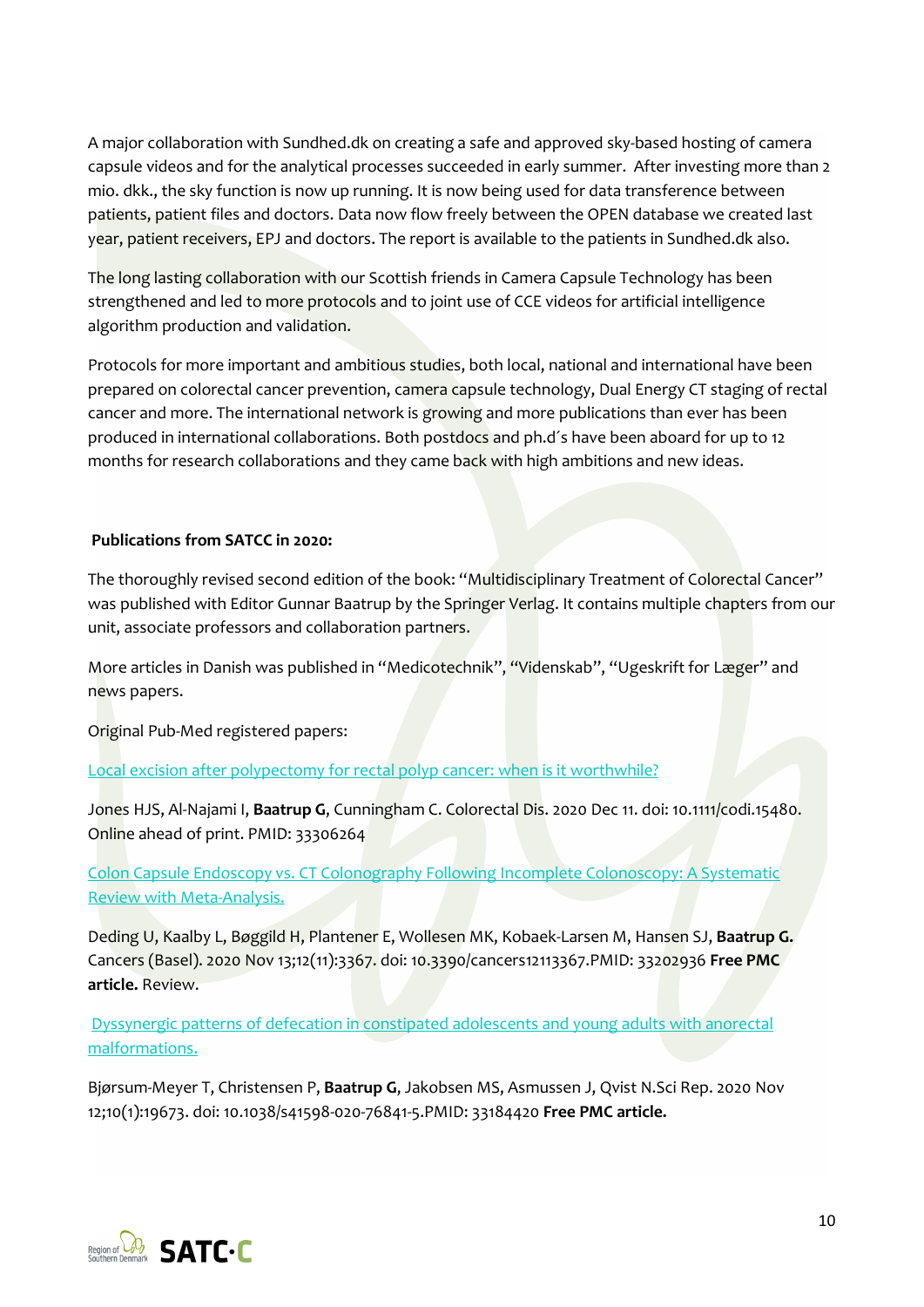A major collaboration with Sundhed.dk on creating a safe and approved sky-based hosting of camera capsule videos and for the analytical processes succeeded in early summer. After investing more than 2 mio. dkk., the sky function is now up running. It is now being used for data transference between patients, patient files and doctors. Data now flow freely between the OPEN database we created last year, patient receivers, EPJ and doctors. The report is available to the patients in Sundhed.dk also.

The long lasting collaboration with our Scottish friends in Camera Capsule Technology has been strengthened and led to more protocols and to joint use of CCE videos for artificial intelligence algorithm production and validation.

Protocols for more important and ambitious studies, both local, national and international have been prepared on colorectal cancer prevention, camera capsule technology, Dual Energy CT staging of rectal cancer and more. The international network is growing and more publications than ever has been produced in international collaborations. Both postdocs and ph.d´s have been aboard for up to 12 months for research collaborations and they came back with high ambitions and new ideas.

**Publications from SATCC in 2020:**

The thoroughly revised second edition of the book: "Multidisciplinary Treatment of Colorectal Cancer" was published with Editor Gunnar Baatrup by the Springer Verlag. It contains multiple chapters from our unit, associate professors and collaboration partners.

More articles in Danish was published in "Medicotechnik", "Videnskab", "Ugeskrift for Læger" and news papers.

Original Pub-Med registered papers:

Local excision after polypectomy for rectal polyp cancer: when is it worthwhile?

Jones HJS, Al-Najami I, **Baatrup G**, Cunningham C. Colorectal Dis. 2020 Dec 11. doi: 10.1111/codi.15480. Online ahead of print. PMID: 33306264

Colon Capsule Endoscopy vs. CT Colonography Following Incomplete Colonoscopy: A Systematic Review with Meta-Analysis.

Deding U, Kaalby L, Bøggild H, Plantener E, Wollesen MK, Kobaek-Larsen M, Hansen SJ, **Baatrup G.** Cancers (Basel). 2020 Nov 13;12(11):3367. doi: 10.3390/cancers12113367.PMID: 33202936 **Free PMC article.** Review.

Dyssynergic patterns of defecation in constipated adolescents and young adults with anorectal malformations.

Bjørsum-Meyer T, Christensen P, **Baatrup G**, Jakobsen MS, Asmussen J, Qvist N.Sci Rep. 2020 Nov 12;10(1):19673. doi: 10.1038/s41598-020-76841-5.PMID: 33184420 **Free PMC article.**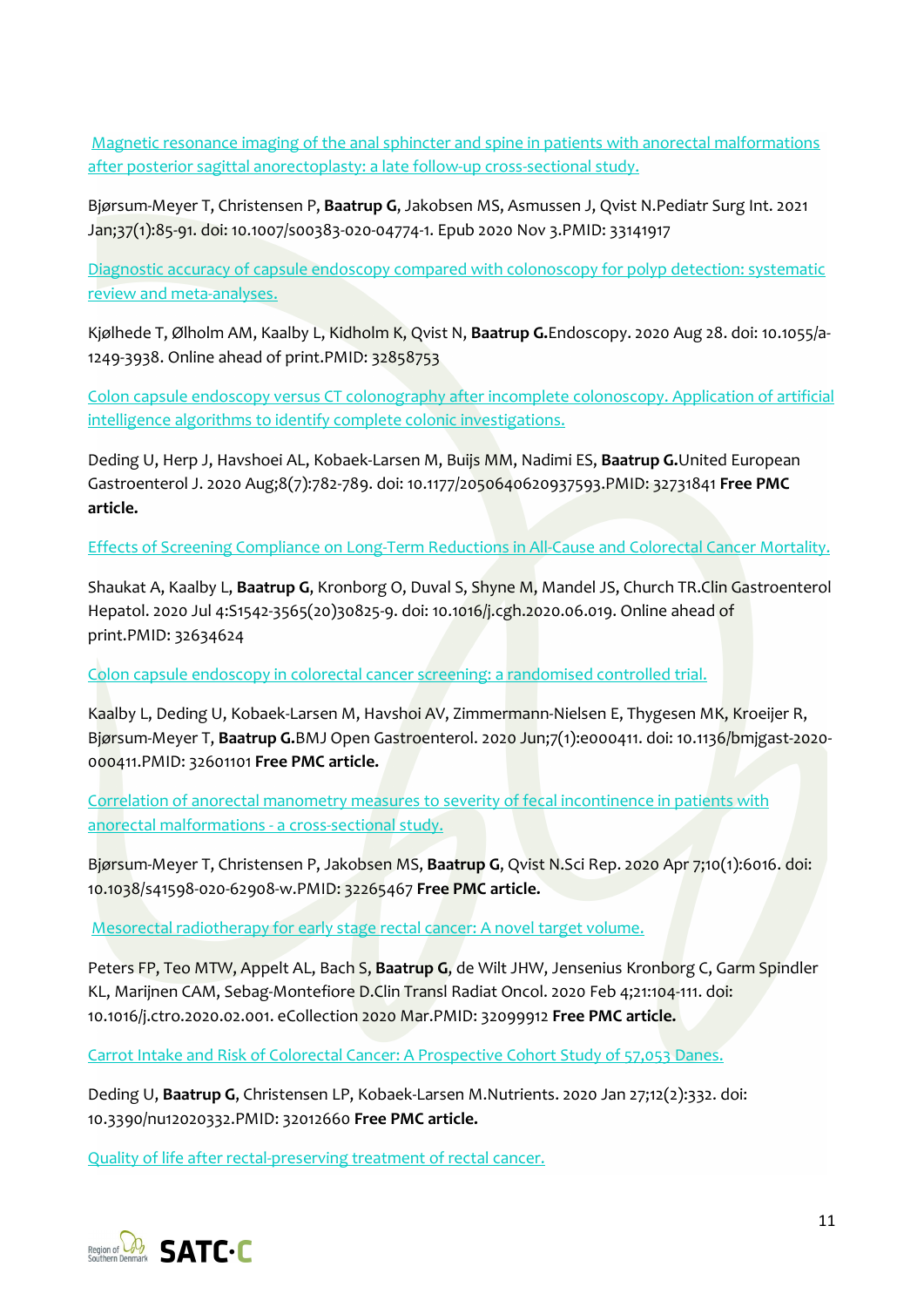Magnetic resonance imaging of the anal sphincter and spine in patients with anorectal malformations after posterior sagittal anorectoplasty: a late follow-up cross-sectional study.

Bjørsum-Meyer T, Christensen P, **Baatrup G**, Jakobsen MS, Asmussen J, Qvist N.Pediatr Surg Int. 2021 Jan;37(1):85-91. doi: 10.1007/s00383-020-04774-1. Epub 2020 Nov 3.PMID: 33141917

Diagnostic accuracy of capsule endoscopy compared with colonoscopy for polyp detection: systematic review and meta-analyses.

Kjølhede T, Ølholm AM, Kaalby L, Kidholm K, Qvist N, **Baatrup G.**Endoscopy. 2020 Aug 28. doi: 10.1055/a-1249-3938. Online ahead of print.PMID: 32858753

Colon capsule endoscopy versus CT colonography after incomplete colonoscopy. Application of artificial intelligence algorithms to identify complete colonic investigations.

Deding U, Herp J, Havshoei AL, Kobaek-Larsen M, Buijs MM, Nadimi ES, **Baatrup G.**United European Gastroenterol J. 2020 Aug;8(7):782-789. doi: 10.1177/2050640620937593.PMID: 32731841 **Free PMC article.**

Effects of Screening Compliance on Long-Term Reductions in All-Cause and Colorectal Cancer Mortality.

Shaukat A, Kaalby L, **Baatrup G**, Kronborg O, Duval S, Shyne M, Mandel JS, Church TR.Clin Gastroenterol Hepatol. 2020 Jul 4:S1542-3565(20)30825-9. doi: 10.1016/j.cgh.2020.06.019. Online ahead of print.PMID: 32634624

Colon capsule endoscopy in colorectal cancer screening: a randomised controlled trial.

Kaalby L, Deding U, Kobaek-Larsen M, Havshoi AV, Zimmermann-Nielsen E, Thygesen MK, Kroeijer R, Bjørsum-Meyer T, **Baatrup G.**BMJ Open Gastroenterol. 2020 Jun;7(1):e000411. doi: 10.1136/bmjgast-2020-000411.PMID: 32601101 **Free PMC article.**

Correlation of anorectal manometry measures to severity of fecal incontinence in patients with anorectal malformations - a cross-sectional study.

Bjørsum-Meyer T, Christensen P, Jakobsen MS, **Baatrup G**, Qvist N.Sci Rep. 2020 Apr 7;10(1):6016. doi: 10.1038/s41598-020-62908-w.PMID: 32265467 **Free PMC article.**

Mesorectal radiotherapy for early stage rectal cancer: A novel target volume.

Peters FP, Teo MTW, Appelt AL, Bach S, **Baatrup G**, de Wilt JHW, Jensenius Kronborg C, Garm Spindler KL, Marijnen CAM, Sebag-Montefiore D.Clin Transl Radiat Oncol. 2020 Feb 4;21:104-111. doi: 10.1016/j.ctro.2020.02.001. eCollection 2020 Mar.PMID: 32099912 **Free PMC article.**

Carrot Intake and Risk of Colorectal Cancer: A Prospective Cohort Study of 57,053 Danes.

Deding U, **Baatrup G**, Christensen LP, Kobaek-Larsen M.Nutrients. 2020 Jan 27;12(2):332. doi: 10.3390/nu12020332.PMID: 32012660 **Free PMC article.**

Quality of life after rectal-preserving treatment of rectal cancer.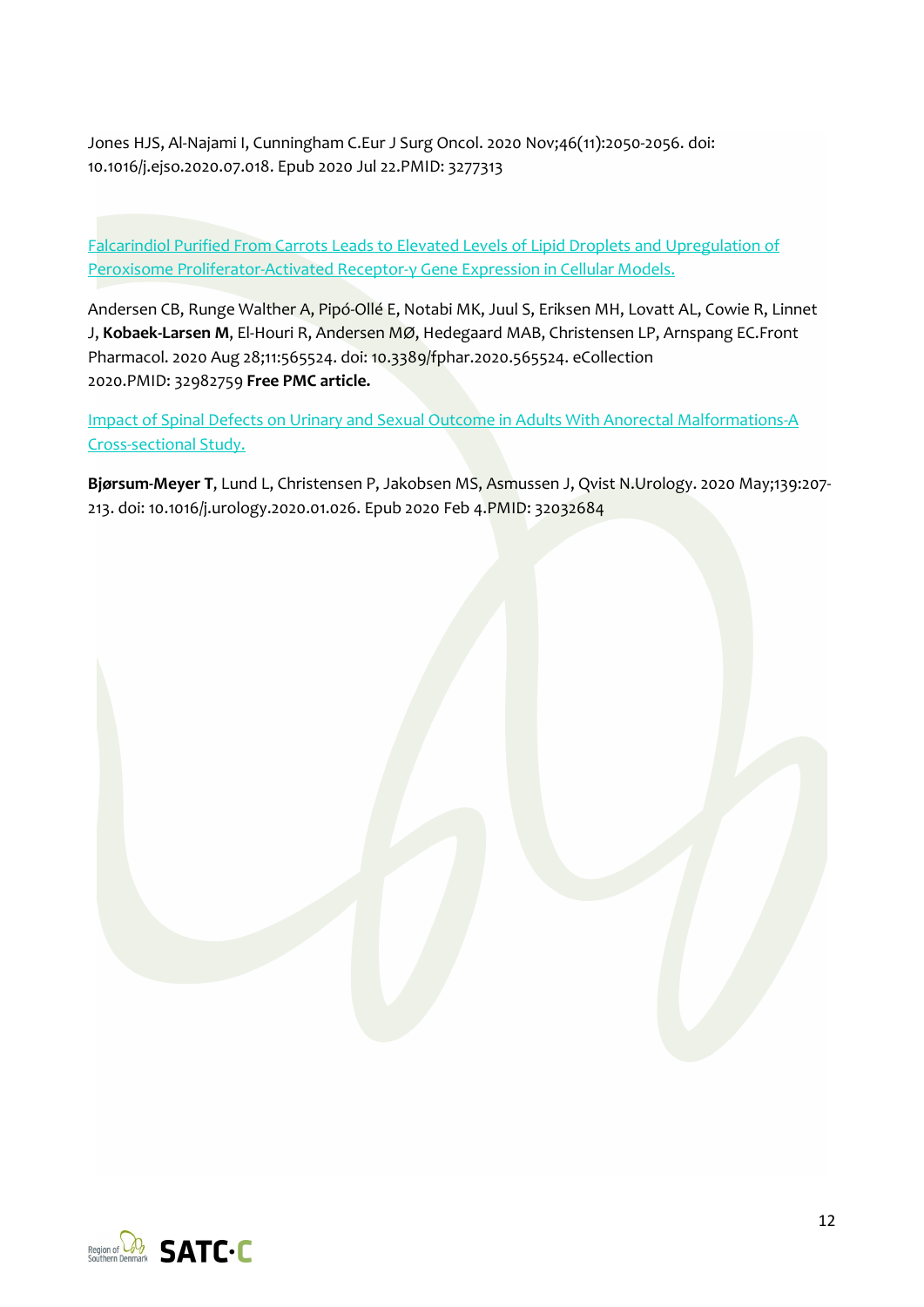Jones HJS, Al-Najami I, Cunningham C.Eur J Surg Oncol. 2020 Nov;46(11):2050-2056. doi: 10.1016/j.ejso.2020.07.018. Epub 2020 Jul 22.PMID: 3277313

Falcarindiol Purified From Carrots Leads to Elevated Levels of Lipid Droplets and Upregulation of Peroxisome Proliferator-Activated Receptor-γ Gene Expression in Cellular Models.

Andersen CB, Runge Walther A, Pipó-Ollé E, Notabi MK, Juul S, Eriksen MH, Lovatt AL, Cowie R, Linnet J, **Kobaek-Larsen M**, El-Houri R, Andersen MØ, Hedegaard MAB, Christensen LP, Arnspang EC.Front Pharmacol. 2020 Aug 28;11:565524. doi: 10.3389/fphar.2020.565524. eCollection 2020.PMID: 32982759 **Free PMC article.**

Impact of Spinal Defects on Urinary and Sexual Outcome in Adults With Anorectal Malformations-A Cross-sectional Study.

**Bjørsum-Meyer T**, Lund L, Christensen P, Jakobsen MS, Asmussen J, Qvist N.Urology. 2020 May;139:207-213. doi: 10.1016/j.urology.2020.01.026. Epub 2020 Feb 4.PMID: 32032684